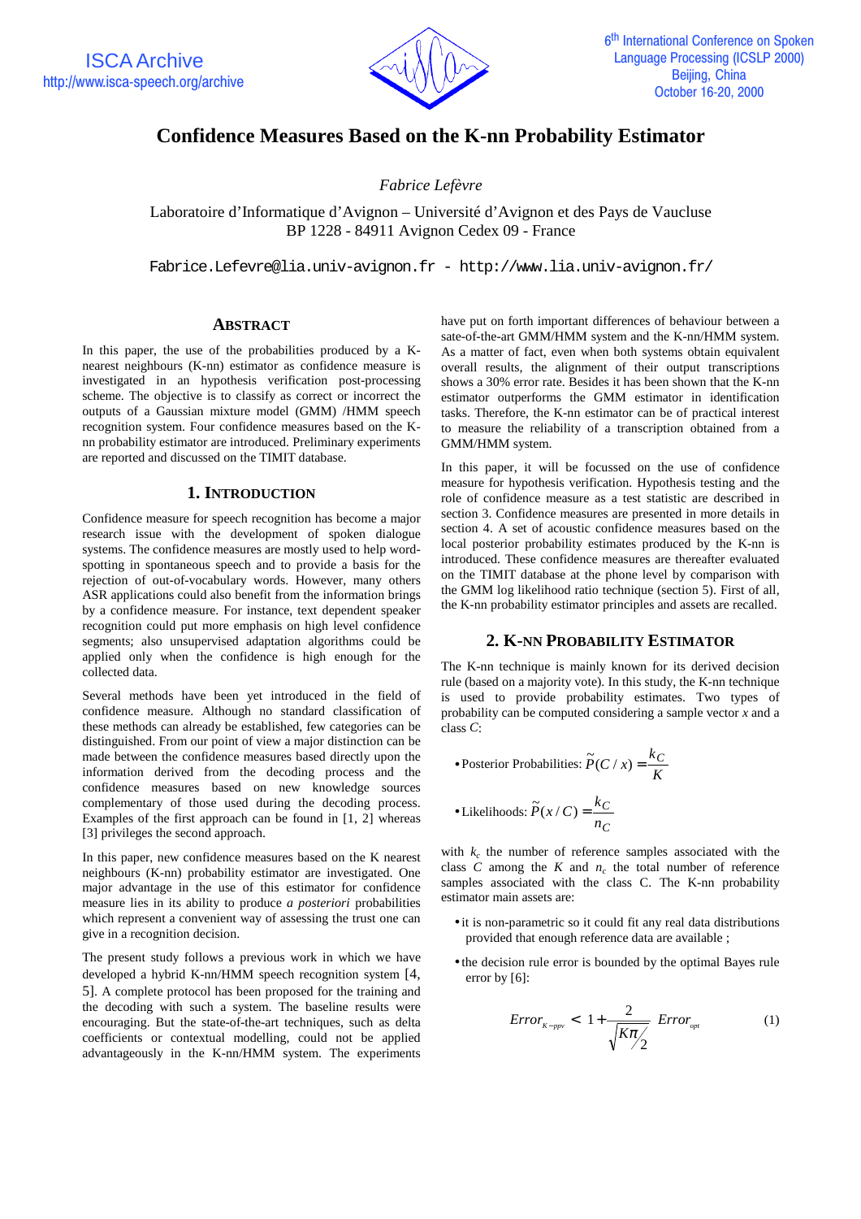# Confidence Measures Based on the K-nn Probability Estimator

*Fabrice Lefèvre*

Laboratoire d'Informatique d'Avignon – Université d'Avignon et des Pays de Vaucluse
BP 1228 - 84911 Avignon Cedex 09 - France

Fabrice.Lefevre@lia.univ-avignon.fr - http://www.lia.univ-avignon.fr/

## ABSTRACT

In this paper, the use of the probabilities produced by a K-nearest neighbours (K-nn) estimator as confidence measure is investigated in an hypothesis verification post-processing scheme. The objective is to classify as correct or incorrect the outputs of a Gaussian mixture model (GMM) /HMM speech recognition system. Four confidence measures based on the K-nn probability estimator are introduced. Preliminary experiments are reported and discussed on the TIMIT database.

## 1. INTRODUCTION

Confidence measure for speech recognition has become a major research issue with the development of spoken dialogue systems. The confidence measures are mostly used to help word-spotting in spontaneous speech and to provide a basis for the rejection of out-of-vocabulary words. However, many others ASR applications could also benefit from the information brings by a confidence measure. For instance, text dependent speaker recognition could put more emphasis on high level confidence segments; also unsupervised adaptation algorithms could be applied only when the confidence is high enough for the collected data.

Several methods have been yet introduced in the field of confidence measure. Although no standard classification of these methods can already be established, few categories can be distinguished. From our point of view a major distinction can be made between the confidence measures based directly upon the information derived from the decoding process and the confidence measures based on new knowledge sources complementary of those used during the decoding process. Examples of the first approach can be found in [1, 2] whereas [3] privileges the second approach.

In this paper, new confidence measures based on the K nearest neighbours (K-nn) probability estimator are investigated. One major advantage in the use of this estimator for confidence measure lies in its ability to produce *a posteriori* probabilities which represent a convenient way of assessing the trust one can give in a recognition decision.

The present study follows a previous work in which we have developed a hybrid K-nn/HMM speech recognition system [4, 5]. A complete protocol has been proposed for the training and the decoding with such a system. The baseline results were encouraging. But the state-of-the-art techniques, such as delta coefficients or contextual modelling, could not be applied advantageously in the K-nn/HMM system. The experiments have put on forth important differences of behaviour between a sate-of-the-art GMM/HMM system and the K-nn/HMM system. As a matter of fact, even when both systems obtain equivalent overall results, the alignment of their output transcriptions shows a 30% error rate. Besides it has been shown that the K-nn estimator outperforms the GMM estimator in identification tasks. Therefore, the K-nn estimator can be of practical interest to measure the reliability of a transcription obtained from a GMM/HMM system.

In this paper, it will be focussed on the use of confidence measure for hypothesis verification. Hypothesis testing and the role of confidence measure as a test statistic are described in section 3. Confidence measures are presented in more details in section 4. A set of acoustic confidence measures based on the local posterior probability estimates produced by the K-nn is introduced. These confidence measures are thereafter evaluated on the TIMIT database at the phone level by comparison with the GMM log likelihood ratio technique (section 5). First of all, the K-nn probability estimator principles and assets are recalled.

## 2. K-NN PROBABILITY ESTIMATOR

The K-nn technique is mainly known for its derived decision rule (based on a majority vote). In this study, the K-nn technique is used to provide probability estimates. Two types of probability can be computed considering a sample vector *x* and a class *C*:

- Posterior Probabilities: $\tilde{P}(C/x) = \dfrac{k_C}{K}$
- Likelihoods: $\tilde{P}(x/C) = \dfrac{k_C}{n_C}$

with $k_c$ the number of reference samples associated with the class $C$ among the $K$ and $n_c$ the total number of reference samples associated with the class C. The K-nn probability estimator main assets are:

- it is non-parametric so it could fit any real data distributions provided that enough reference data are available ;
- the decision rule error is bounded by the optimal Bayes rule error by [6]:

$$Error_{K-ppv} < 1 + \frac{2}{\sqrt{K\pi/2}} \; Error_{opt} \tag{1}$$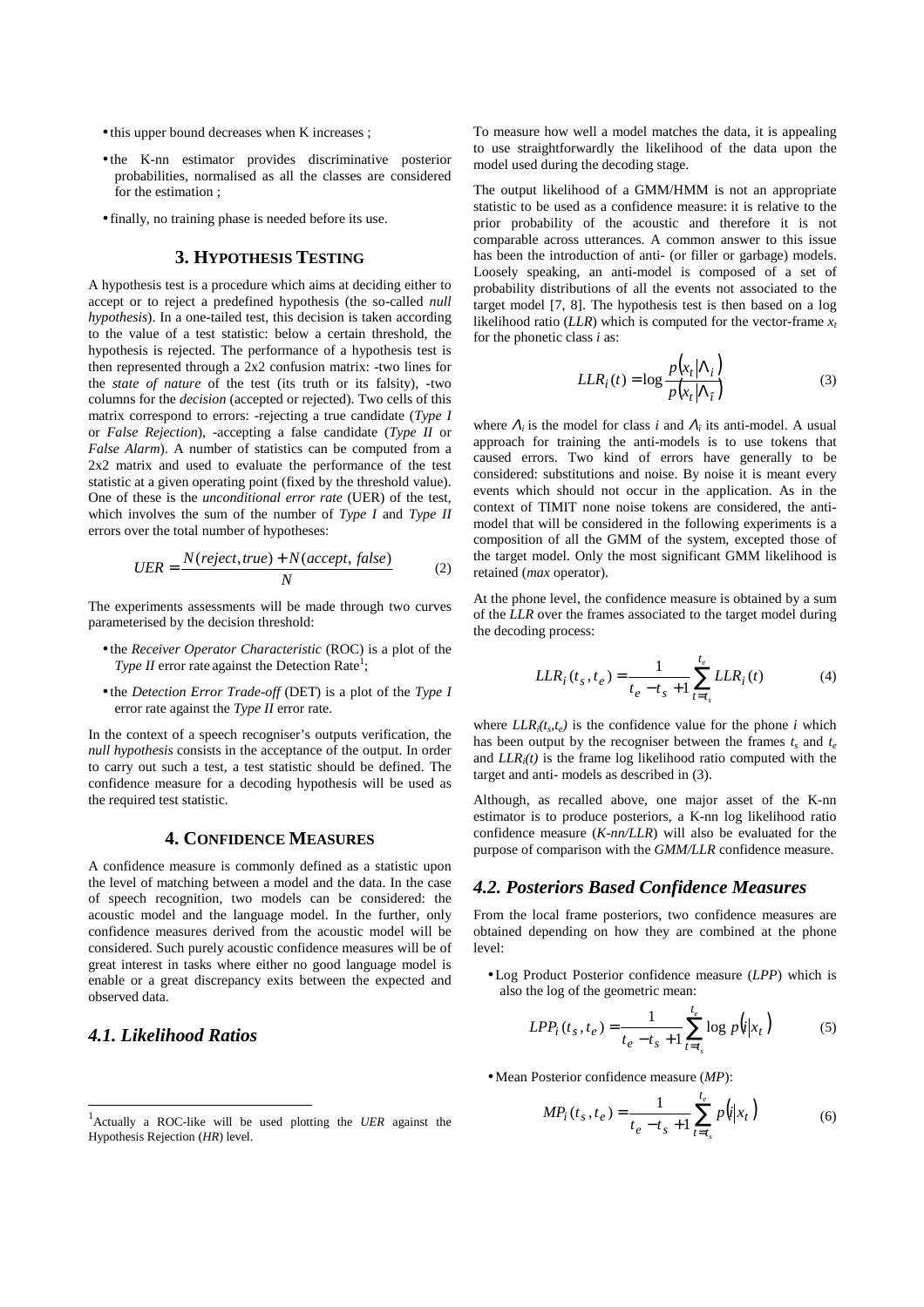- this upper bound decreases when K increases ;
- the K-nn estimator provides discriminative posterior probabilities, normalised as all the classes are considered for the estimation ;
- finally, no training phase is needed before its use.

## 3. HYPOTHESIS TESTING

A hypothesis test is a procedure which aims at deciding either to accept or to reject a predefined hypothesis (the so-called *null hypothesis*). In a one-tailed test, this decision is taken according to the value of a test statistic: below a certain threshold, the hypothesis is rejected. The performance of a hypothesis test is then represented through a 2x2 confusion matrix: -two lines for the *state of nature* of the test (its truth or its falsity), -two columns for the *decision* (accepted or rejected). Two cells of this matrix correspond to errors: -rejecting a true candidate (*Type I* or *False Rejection*), -accepting a false candidate (*Type II* or *False Alarm*). A number of statistics can be computed from a 2x2 matrix and used to evaluate the performance of the test statistic at a given operating point (fixed by the threshold value). One of these is the *unconditional error rate* (UER) of the test, which involves the sum of the number of *Type I* and *Type II* errors over the total number of hypotheses:

$$UER = \frac{N(reject, true) + N(accept, false)}{N} \tag{2}$$

The experiments assessments will be made through two curves parameterised by the decision threshold:

- the *Receiver Operator Characteristic* (ROC) is a plot of the *Type II* error rate against the Detection Rate[1];
- the *Detection Error Trade-off* (DET) is a plot of the *Type I* error rate against the *Type II* error rate.

In the context of a speech recogniser's outputs verification, the *null hypothesis* consists in the acceptance of the output. In order to carry out such a test, a test statistic should be defined. The confidence measure for a decoding hypothesis will be used as the required test statistic.

## 4. CONFIDENCE MEASURES

A confidence measure is commonly defined as a statistic upon the level of matching between a model and the data. In the case of speech recognition, two models can be considered: the acoustic model and the language model. In the further, only confidence measures derived from the acoustic model will be considered. Such purely acoustic confidence measures will be of great interest in tasks where either no good language model is enable or a great discrepancy exits between the expected and observed data.

### 4.1. Likelihood Ratios

To measure how well a model matches the data, it is appealing to use straightforwardly the likelihood of the data upon the model used during the decoding stage.

The output likelihood of a GMM/HMM is not an appropriate statistic to be used as a confidence measure: it is relative to the prior probability of the acoustic and therefore it is not comparable across utterances. A common answer to this issue has been the introduction of anti- (or filler or garbage) models. Loosely speaking, an anti-model is composed of a set of probability distributions of all the events not associated to the target model [7, 8]. The hypothesis test is then based on a log likelihood ratio (*LLR*) which is computed for the vector-frame $x_t$ for the phonetic class *i* as:

$$LLR_i(t) = \log \frac{p(x_t|\Lambda_i)}{p(x_t|\Lambda_{\bar{i}})} \tag{3}$$

where $\Lambda_i$ is the model for class *i* and $\Lambda_{\bar{i}}$ its anti-model. A usual approach for training the anti-models is to use tokens that caused errors. Two kind of errors have generally to be considered: substitutions and noise. By noise it is meant every events which should not occur in the application. As in the context of TIMIT none noise tokens are considered, the anti-model that will be considered in the following experiments is a composition of all the GMM of the system, excepted those of the target model. Only the most significant GMM likelihood is retained (*max* operator).

At the phone level, the confidence measure is obtained by a sum of the *LLR* over the frames associated to the target model during the decoding process:

$$LLR_i(t_s, t_e) = \frac{1}{t_e - t_s + 1} \sum_{t=t_s}^{t_e} LLR_i(t) \tag{4}$$

where $LLR_i(t_s,t_e)$ is the confidence value for the phone *i* which has been output by the recogniser between the frames $t_s$ and $t_e$ and $LLR_i(t)$ is the frame log likelihood ratio computed with the target and anti- models as described in (3).

Although, as recalled above, one major asset of the K-nn estimator is to produce posteriors, a K-nn log likelihood ratio confidence measure (*K-nn/LLR*) will also be evaluated for the purpose of comparison with the *GMM/LLR* confidence measure.

### 4.2. Posteriors Based Confidence Measures

From the local frame posteriors, two confidence measures are obtained depending on how they are combined at the phone level:

- Log Product Posterior confidence measure (*LPP*) which is also the log of the geometric mean:

$$LPP_i(t_s, t_e) = \frac{1}{t_e - t_s + 1} \sum_{t=t_s}^{t_e} \log p(i|x_t) \tag{5}$$

- Mean Posterior confidence measure (*MP*):

$$MP_i(t_s, t_e) = \frac{1}{t_e - t_s + 1} \sum_{t=t_s}^{t_e} p(i|x_t) \tag{6}$$

[1] Actually a ROC-like will be used plotting the *UER* against the Hypothesis Rejection (*HR*) level.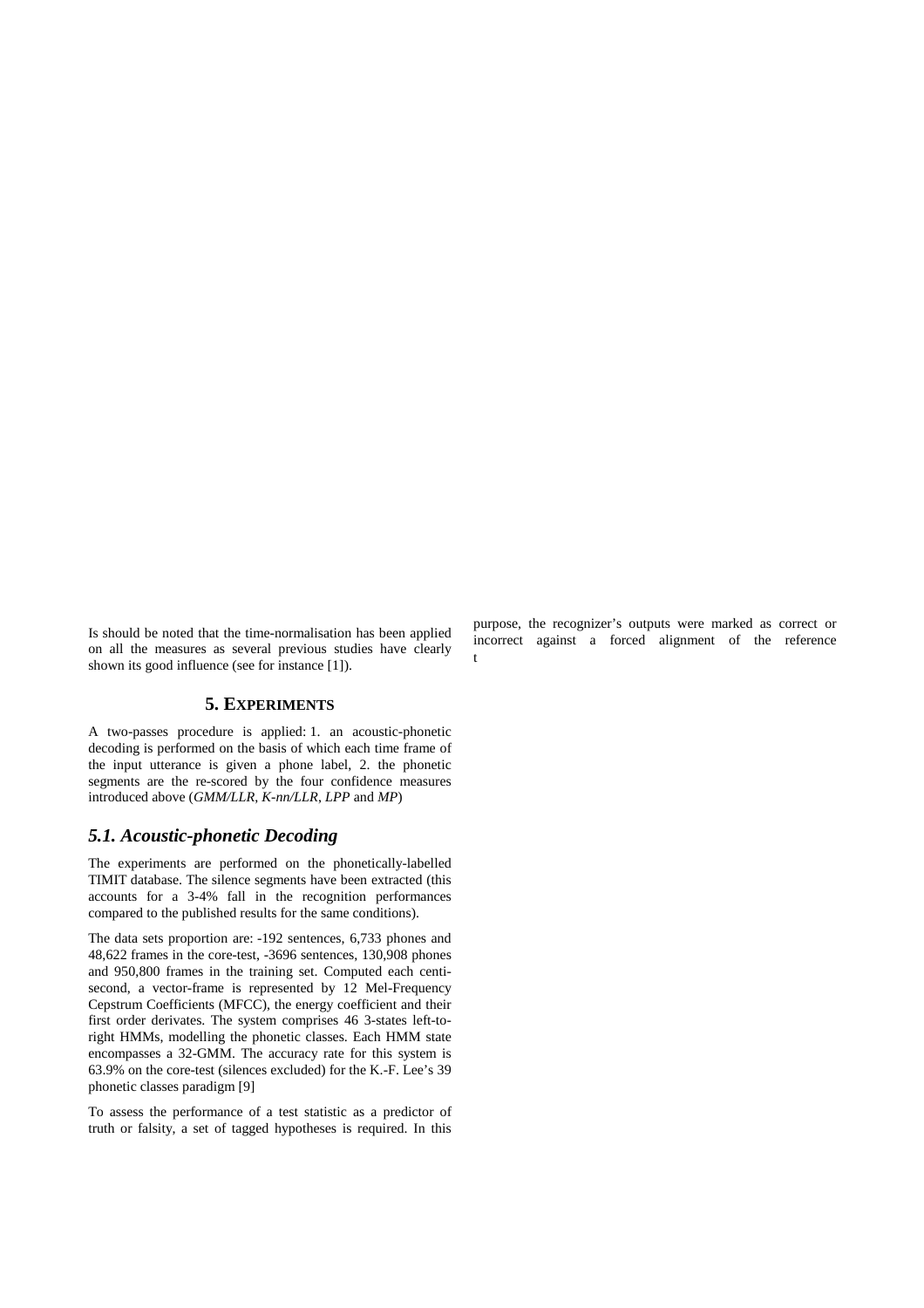Is should be noted that the time-normalisation has been applied on all the measures as several previous studies have clearly shown its good influence (see for instance [1]).

## 5. EXPERIMENTS

A two-passes procedure is applied: 1. an acoustic-phonetic decoding is performed on the basis of which each time frame of the input utterance is given a phone label, 2. the phonetic segments are the re-scored by the four confidence measures introduced above (*GMM/LLR*, *K-nn/LLR*, *LPP* and *MP*)

### *5.1. Acoustic-phonetic Decoding*

The experiments are performed on the phonetically-labelled TIMIT database. The silence segments have been extracted (this accounts for a 3-4% fall in the recognition performances compared to the published results for the same conditions).

The data sets proportion are: -192 sentences, 6,733 phones and 48,622 frames in the core-test, -3696 sentences, 130,908 phones and 950,800 frames in the training set. Computed each centi-second, a vector-frame is represented by 12 Mel-Frequency Cepstrum Coefficients (MFCC), the energy coefficient and their first order derivates. The system comprises 46 3-states left-to-right HMMs, modelling the phonetic classes. Each HMM state encompasses a 32-GMM. The accuracy rate for this system is 63.9% on the core-test (silences excluded) for the K.-F. Lee's 39 phonetic classes paradigm [9]

To assess the performance of a test statistic as a predictor of truth or falsity, a set of tagged hypotheses is required. In this purpose, the recognizer's outputs were marked as correct or incorrect against a forced alignment of the reference t